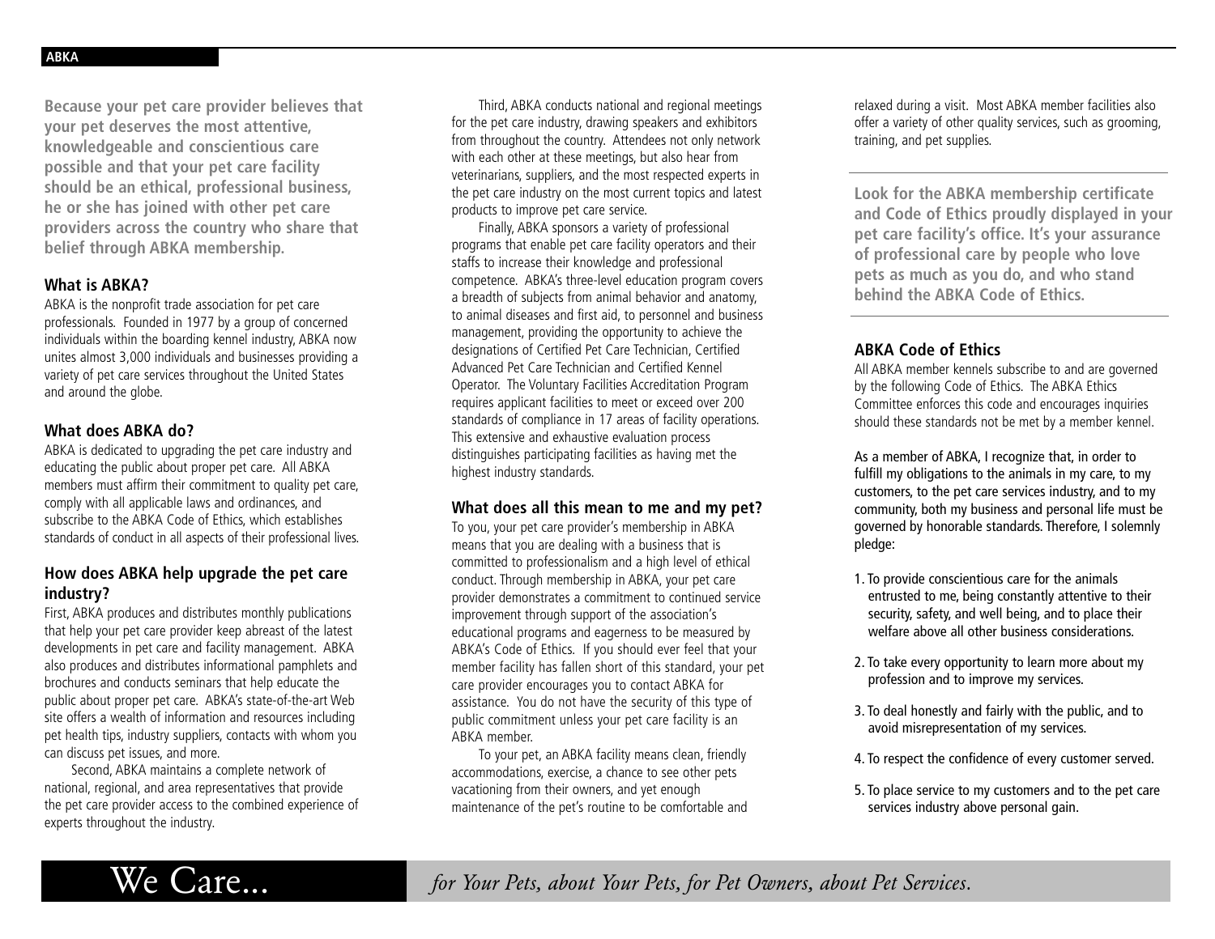**Because your pet care provider believes that your pet deserves the most attentive, knowledgeable and conscientious care possible and that your pet care facility should be an ethical, professional business, he or she has joined with other pet care providers across the country who share that belief through ABKA membership.**

### What is ABKA?

ABKA is the nonprofit trade association for pet care professionals. Founded in 1977 by a group of concerned individuals within the boarding kennel industry, ABKA now unites almost 3,000 individuals and businesses providing a variety of pet care services throughout the United States and around the globe.

### What does ABKA do?

ABKA is dedicated to upgrading the pet care industry and educating the public about proper pet care. All ABKA members must affirm their commitment to quality pet care, comply with all applicable laws and ordinances, and subscribe to the ABKA Code of Ethics, which establishes standards of conduct in all aspects of their professional lives.

### How does ABKA help upgrade the pet care industry?

First, ABKA produces and distributes monthly publications that help your pet care provider keep abreast of the latest developments in pet care and facility management. ABKA also produces and distributes informational pamphlets and brochures and conducts seminars that help educate the public about proper pet care. ABKA's state-of-the-art Web site offers a wealth of information and resources including pet health tips, industry suppliers, contacts with whom you can discuss pet issues, and more.

Second, ABKA maintains a complete network of national, regional, and area representatives that provide the pet care provider access to the combined experience of experts throughout the industry.

Third, ABKA conducts national and regional meetings for the pet care industry, drawing speakers and exhibitors from throughout the country. Attendees not only network with each other at these meetings, but also hear from veterinarians, suppliers, and the most respected experts in the pet care industry on the most current topics and latest products to improve pet care service.

Finally, ABKA sponsors a variety of professional programs that enable pet care facility operators and their staffs to increase their knowledge and professional competence. ABKA's three-level education program covers a breadth of subjects from animal behavior and anatomy, to animal diseases and first aid, to personnel and business management, providing the opportunity to achieve the designations of Certified Pet Care Technician, Certified Advanced Pet Care Technician and Certified Kennel Operator. The Voluntary Facilities Accreditation Program requires applicant facilities to meet or exceed over 200 standards of compliance in 17 areas of facility operations. This extensive and exhaustive evaluation process distinguishes participating facilities as having met the highest industry standards.

### What does all this mean to me and my pet?

To you, your pet care provider's membership in ABKA means that you are dealing with a business that is committed to professionalism and a high level of ethical conduct. Through membership in ABKA, your pet care provider demonstrates a commitment to continued service improvement through support of the association's educational programs and eagerness to be measured by ABKA's Code of Ethics. If you should ever feel that your member facility has fallen short of this standard, your pet care provider encourages you to contact ABKA for assistance. You do not have the security of this type of public commitment unless your pet care facility is an ABKA member.

To your pet, an ABKA facility means clean, friendly accommodations, exercise, a chance to see other pets vacationing from their owners, and yet enough maintenance of the pet's routine to be comfortable and relaxed during a visit. Most ABKA member facilities also offer a variety of other quality services, such as grooming, training, and pet supplies.

**Look for the ABKA membership certificate and Code of Ethics proudly displayed in your pet care facility's office. It's your assurance of professional care by people who love pets as much as you do, and who stand behind the ABKA Code of Ethics.**

### ABKA Code of Ethics

All ABKA member kennels subscribe to and are governed by the following Code of Ethics. The ABKA Ethics Committee enforces this code and encourages inquiries should these standards not be met by a member kennel.

As a member of ABKA, I recognize that, in order to fulfill my obligations to the animals in my care, to my customers, to the pet care services industry, and to my community, both my business and personal life must be governed by honorable standards. Therefore, I solemnly pledge:

1. To provide conscientious care for the animals entrusted to me, being constantly attentive to their security, safety, and well being, and to place their welfare above all other business considerations.
2. To take every opportunity to learn more about my profession and to improve my services.
3. To deal honestly and fairly with the public, and to avoid misrepresentation of my services.
4. To respect the confidence of every customer served.
5. To place service to my customers and to the pet care services industry above personal gain.

We Care... *for Your Pets, about Your Pets, for Pet Owners, about Pet Services.*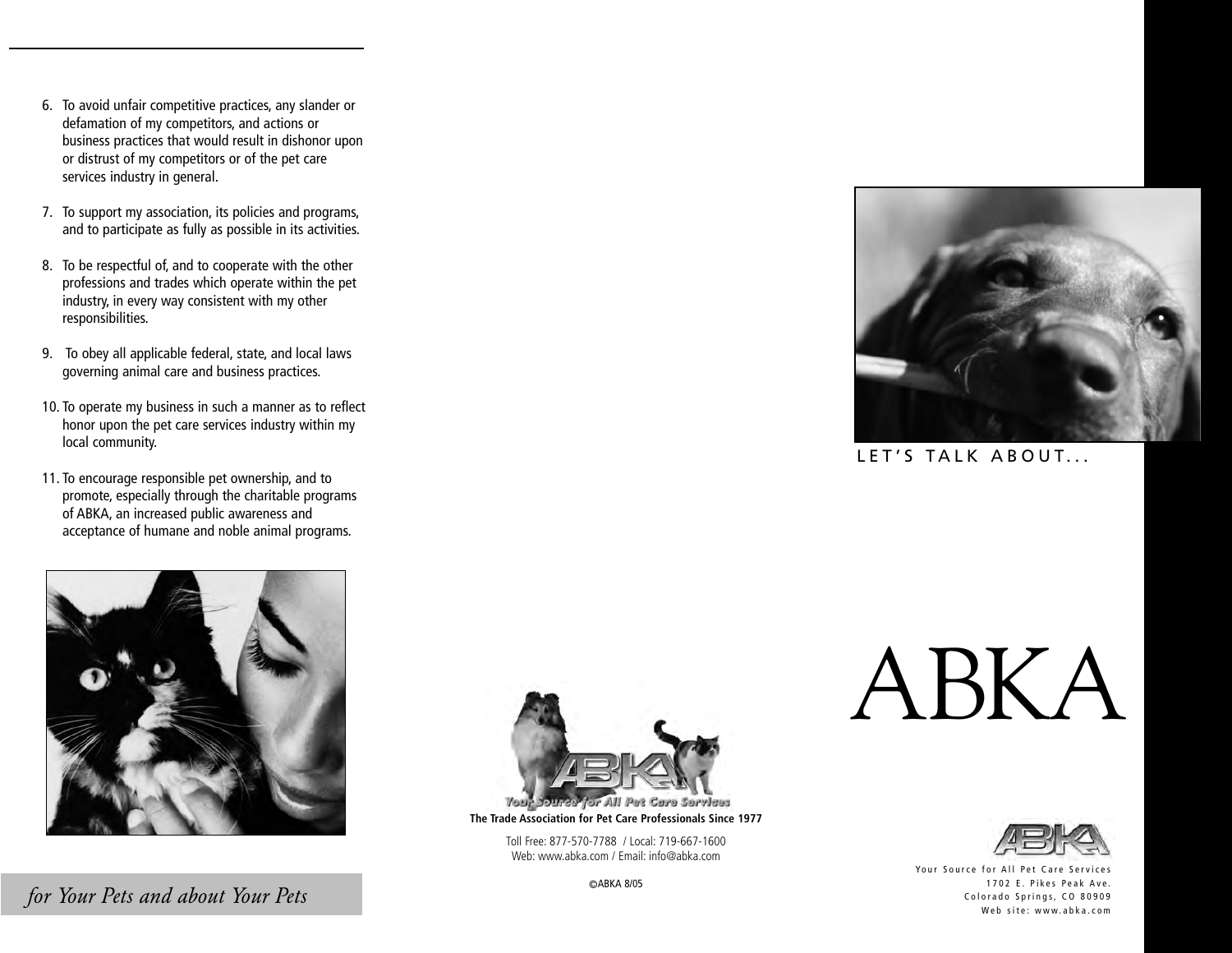6. To avoid unfair competitive practices, any slander or defamation of my competitors, and actions or business practices that would result in dishonor upon or distrust of my competitors or of the pet care services industry in general.

7. To support my association, its policies and programs, and to participate as fully as possible in its activities.

8. To be respectful of, and to cooperate with the other professions and trades which operate within the pet industry, in every way consistent with my other responsibilities.

9. To obey all applicable federal, state, and local laws governing animal care and business practices.

10. To operate my business in such a manner as to reflect honor upon the pet care services industry within my local community.

11. To encourage responsible pet ownership, and to promote, especially through the charitable programs of ABKA, an increased public awareness and acceptance of humane and noble animal programs.

*for Your Pets and about Your Pets*

Your Source for All Pet Care Services

**The Trade Association for Pet Care Professionals Since 1977**

Toll Free: 877-570-7788 / Local: 719-667-1600
Web: www.abka.com / Email: info@abka.com

©ABKA 8/05

LET'S TALK ABOUT...

# ABKA

Your Source for All Pet Care Services
1702 E. Pikes Peak Ave.
Colorado Springs, CO 80909
Web site: www.abka.com